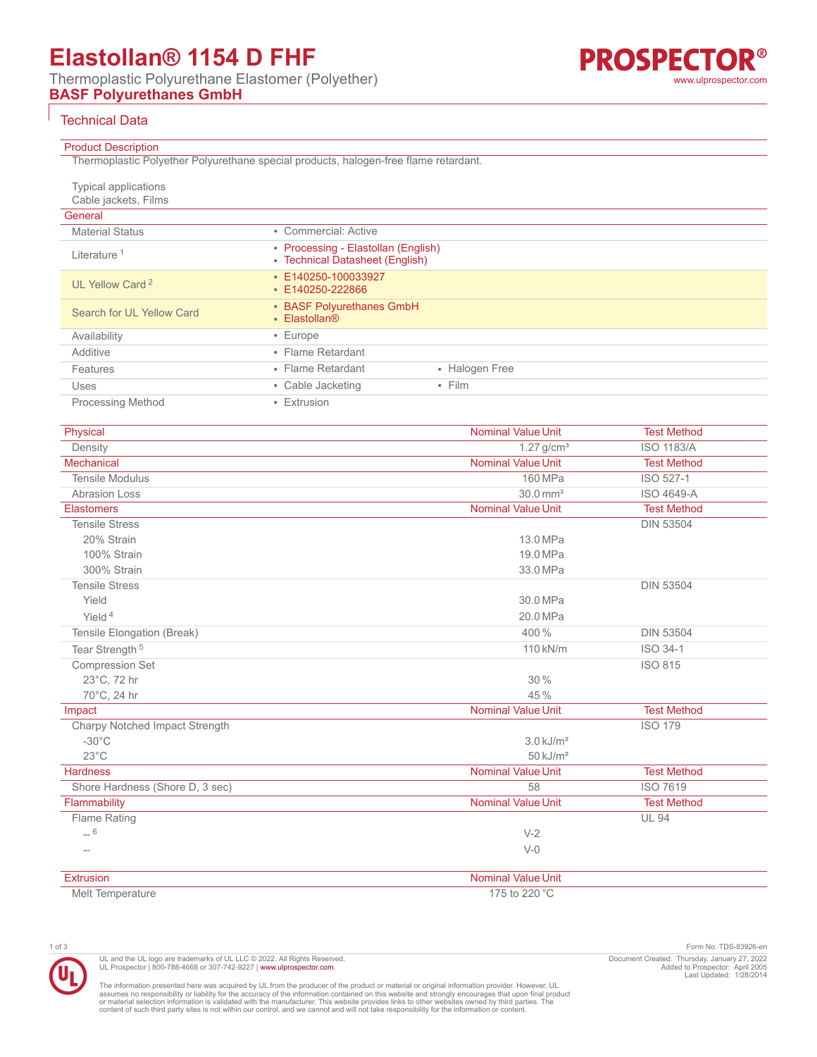# Elastollan® 1154 D FHF

Thermoplastic Polyurethane Elastomer (Polyether)

**BASF Polyurethanes GmbH**

## Technical Data

### Product Description

Thermoplastic Polyether Polyurethane special products, halogen-free flame retardant.

Typical applications
Cable jackets, Films

### General

| | | |
|---|---|---|
| Material Status | • Commercial: Active | |
| Literature [1] | • Processing - Elastollan (English)<br>• Technical Datasheet (English) | |
| UL Yellow Card [2] | • E140250-100033927<br>• E140250-222866 | |
| Search for UL Yellow Card | • BASF Polyurethanes GmbH<br>• Elastollan® | |
| Availability | • Europe | |
| Additive | • Flame Retardant | |
| Features | • Flame Retardant | • Halogen Free |
| Uses | • Cable Jacketing | • Film |
| Processing Method | • Extrusion | |

| Physical | Nominal Value Unit | Test Method |
|---|---|---|
| Density | 1.27 g/cm³ | ISO 1183/A |

| Mechanical | Nominal Value Unit | Test Method |
|---|---|---|
| Tensile Modulus | 160 MPa | ISO 527-1 |
| Abrasion Loss | 30.0 mm³ | ISO 4649-A |

| Elastomers | Nominal Value Unit | Test Method |
|---|---|---|
| Tensile Stress | | DIN 53504 |
| 20% Strain | 13.0 MPa | |
| 100% Strain | 19.0 MPa | |
| 300% Strain | 33.0 MPa | |
| Tensile Stress | | DIN 53504 |
| Yield | 30.0 MPa | |
| Yield [4] | 20.0 MPa | |
| Tensile Elongation (Break) | 400 % | DIN 53504 |
| Tear Strength [5] | 110 kN/m | ISO 34-1 |
| Compression Set | | ISO 815 |
| 23°C, 72 hr | 30 % | |
| 70°C, 24 hr | 45 % | |

| Impact | Nominal Value Unit | Test Method |
|---|---|---|
| Charpy Notched Impact Strength | | ISO 179 |
| -30°C | 3.0 kJ/m² | |
| 23°C | 50 kJ/m² | |

| Hardness | Nominal Value Unit | Test Method |
|---|---|---|
| Shore Hardness (Shore D, 3 sec) | 58 | ISO 7619 |

| Flammability | Nominal Value Unit | Test Method |
|---|---|---|
| Flame Rating | | UL 94 |
| -- [6] | V-2 | |
| -- | V-0 | |

| Extrusion | Nominal Value Unit |
|---|---|
| Melt Temperature | 175 to 220 °C |

Form No. TDS-83926-en

UL and the UL logo are trademarks of UL LLC © 2022. All Rights Reserved.
UL Prospector | 800-788-4668 or 307-742-9227 | www.ulprospector.com.

Document Created: Thursday, January 27, 2022
Added to Prospector: April 2005
Last Updated: 1/28/2014

The information presented here was acquired by UL from the producer of the product or material or original information provider. However, UL assumes no responsibility or liability for the accuracy of the information contained on this website and strongly encourages that upon final product or material selection information is validated with the manufacturer. This website provides links to other websites owned by third parties. The content of such third party sites is not within our control, and we cannot and will not take responsibility for the information or content.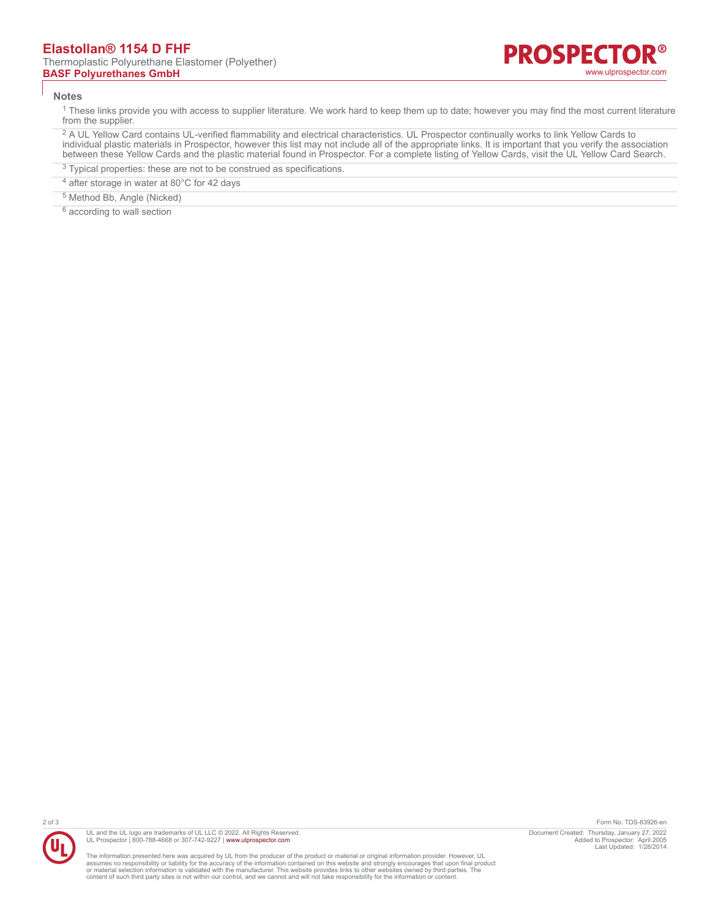## Notes

[1] These links provide you with access to supplier literature. We work hard to keep them up to date; however you may find the most current literature from the supplier.

[2] A UL Yellow Card contains UL-verified flammability and electrical characteristics. UL Prospector continually works to link Yellow Cards to individual plastic materials in Prospector, however this list may not include all of the appropriate links. It is important that you verify the association between these Yellow Cards and the plastic material found in Prospector. For a complete listing of Yellow Cards, visit the UL Yellow Card Search.

[3] Typical properties: these are not to be construed as specifications.

[4] after storage in water at 80°C for 42 days

[5] Method Bb, Angle (Nicked)

[6] according to wall section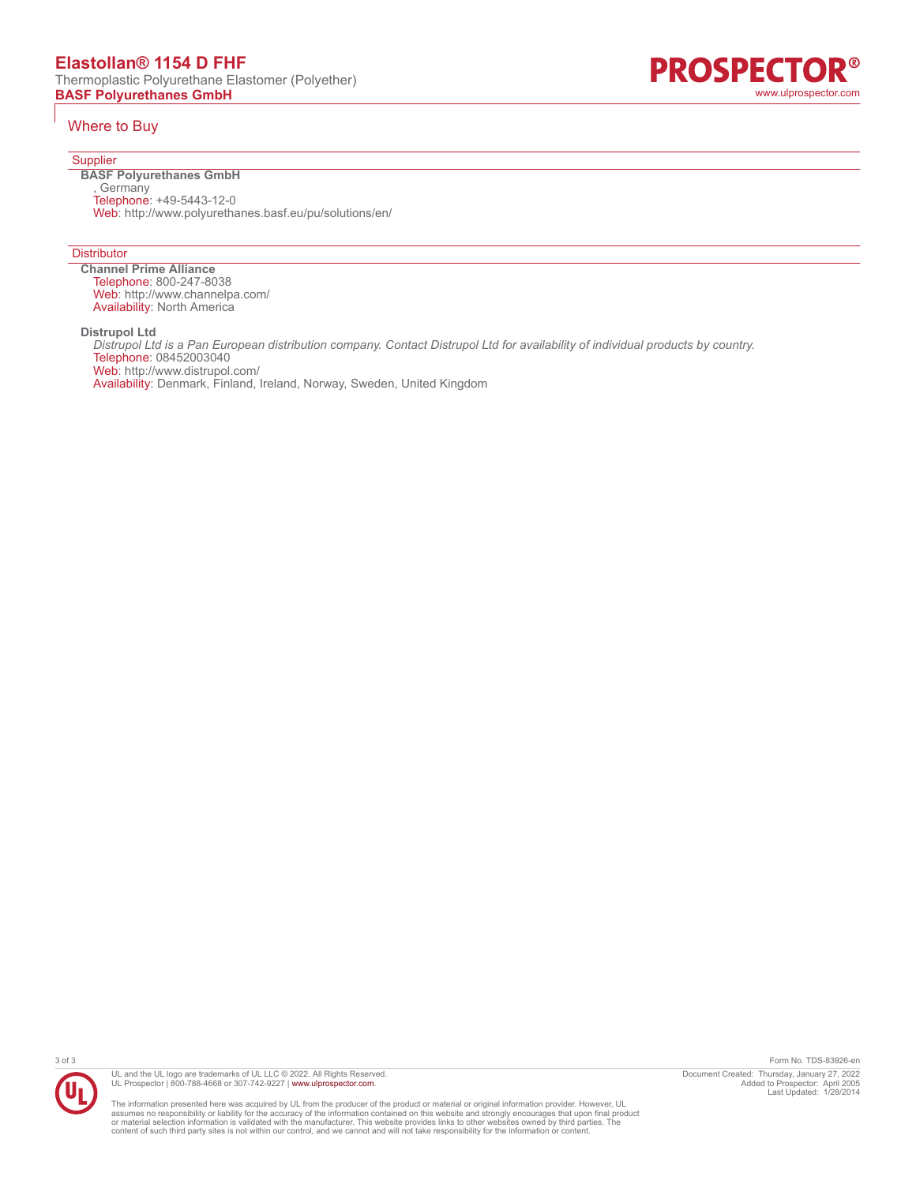## Where to Buy

### Supplier

**BASF Polyurethanes GmbH**
, Germany
Telephone: +49-5443-12-0
Web: http://www.polyurethanes.basf.eu/pu/solutions/en/

### Distributor

**Channel Prime Alliance**
Telephone: 800-247-8038
Web: http://www.channelpa.com/
Availability: North America

**Distrupol Ltd**
*Distrupol Ltd is a Pan European distribution company. Contact Distrupol Ltd for availability of individual products by country.*
Telephone: 08452003040
Web: http://www.distrupol.com/
Availability: Denmark, Finland, Ireland, Norway, Sweden, United Kingdom